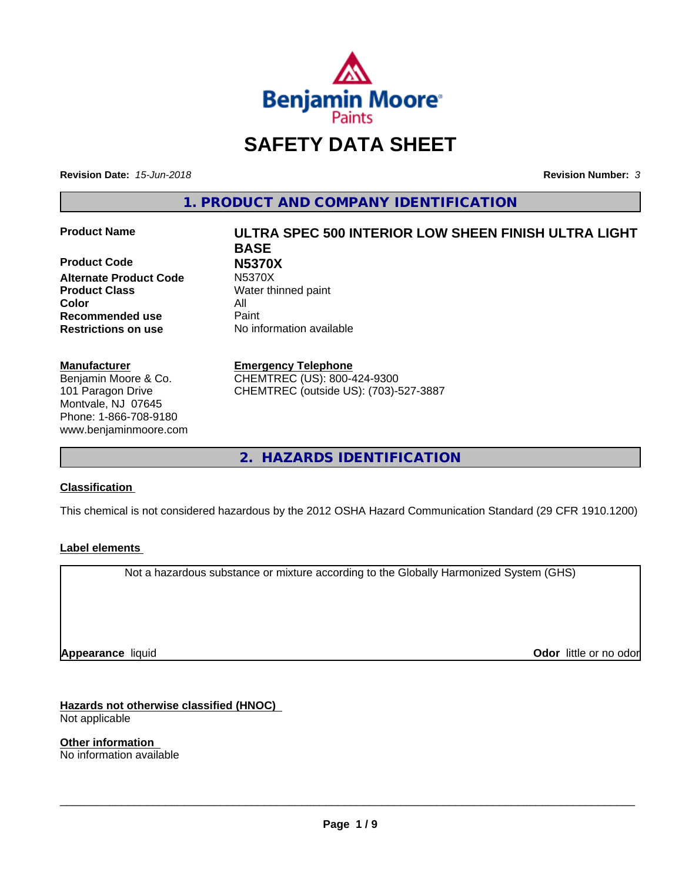Benjamin Moore Paints

# SAFETY DATA SHEET

**Revision Date:** *15-Jun-2018* **Revision Number:** *3*

## 1. PRODUCT AND COMPANY IDENTIFICATION

| | |
|---|---|
| **Product Name** | **ULTRA SPEC 500 INTERIOR LOW SHEEN FINISH ULTRA LIGHT BASE** |
| **Product Code** | **N5370X** |
| **Alternate Product Code** | N5370X |
| **Product Class** | Water thinned paint |
| **Color** | All |
| **Recommended use** | Paint |
| **Restrictions on use** | No information available |

**Manufacturer**
Benjamin Moore & Co.
101 Paragon Drive
Montvale, NJ 07645
Phone: 1-866-708-9180
www.benjaminmoore.com

**Emergency Telephone**
CHEMTREC (US): 800-424-9300
CHEMTREC (outside US): (703)-527-3887

## 2. HAZARDS IDENTIFICATION

### Classification

This chemical is not considered hazardous by the 2012 OSHA Hazard Communication Standard (29 CFR 1910.1200)

### Label elements

Not a hazardous substance or mixture according to the Globally Harmonized System (GHS)

**Appearance** liquid **Odor** little or no odor

### Hazards not otherwise classified (HNOC)

Not applicable

### Other information

No information available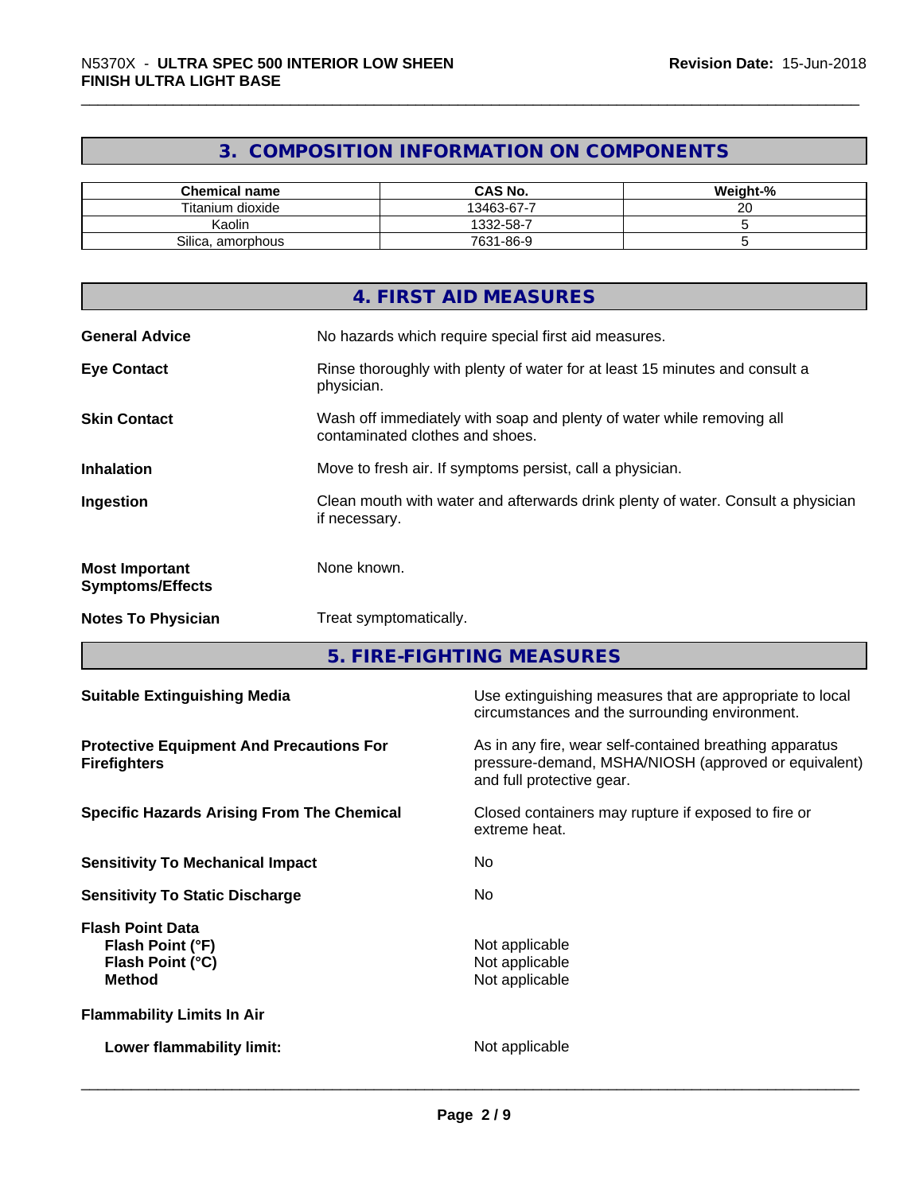## 3. COMPOSITION INFORMATION ON COMPONENTS

| Chemical name | CAS No. | Weight-% |
|---|---|---|
| Titanium dioxide | 13463-67-7 | 20 |
| Kaolin | 1332-58-7 | 5 |
| Silica, amorphous | 7631-86-9 | 5 |

## 4. FIRST AID MEASURES

**General Advice** No hazards which require special first aid measures.

**Eye Contact** Rinse thoroughly with plenty of water for at least 15 minutes and consult a physician.

**Skin Contact** Wash off immediately with soap and plenty of water while removing all contaminated clothes and shoes.

**Inhalation** Move to fresh air. If symptoms persist, call a physician.

**Ingestion** Clean mouth with water and afterwards drink plenty of water. Consult a physician if necessary.

**Most Important Symptoms/Effects** None known.

**Notes To Physician** Treat symptomatically.

## 5. FIRE-FIGHTING MEASURES

**Suitable Extinguishing Media** Use extinguishing measures that are appropriate to local circumstances and the surrounding environment.

**Protective Equipment And Precautions For Firefighters** As in any fire, wear self-contained breathing apparatus pressure-demand, MSHA/NIOSH (approved or equivalent) and full protective gear.

**Specific Hazards Arising From The Chemical** Closed containers may rupture if exposed to fire or extreme heat.

**Sensitivity To Mechanical Impact** No

**Sensitivity To Static Discharge** No

**Flash Point Data**
**Flash Point (°F)** Not applicable
**Flash Point (°C)** Not applicable
**Method** Not applicable

**Flammability Limits In Air**

**Lower flammability limit:** Not applicable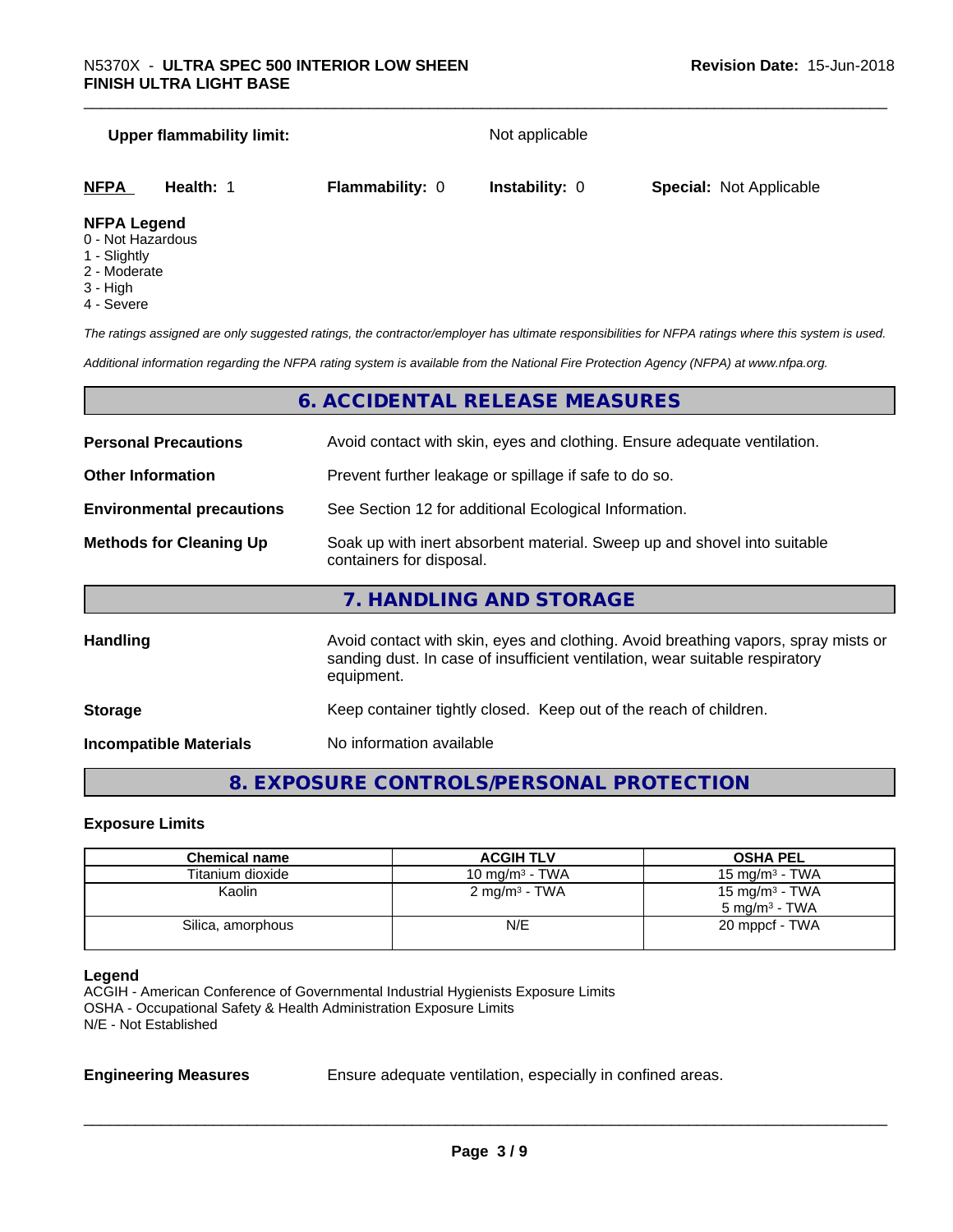**Upper flammability limit:** Not applicable

| **NFPA** | **Health:** 1 | **Flammability:** 0 | **Instability:** 0 | **Special:** Not Applicable |
|---|---|---|---|---|

**NFPA Legend**
0 - Not Hazardous
1 - Slightly
2 - Moderate
3 - High
4 - Severe

*The ratings assigned are only suggested ratings, the contractor/employer has ultimate responsibilities for NFPA ratings where this system is used.*

*Additional information regarding the NFPA rating system is available from the National Fire Protection Agency (NFPA) at www.nfpa.org.*

## 6. ACCIDENTAL RELEASE MEASURES

**Personal Precautions** Avoid contact with skin, eyes and clothing. Ensure adequate ventilation.

**Other Information** Prevent further leakage or spillage if safe to do so.

**Environmental precautions** See Section 12 for additional Ecological Information.

**Methods for Cleaning Up** Soak up with inert absorbent material. Sweep up and shovel into suitable containers for disposal.

## 7. HANDLING AND STORAGE

**Handling** Avoid contact with skin, eyes and clothing. Avoid breathing vapors, spray mists or sanding dust. In case of insufficient ventilation, wear suitable respiratory equipment.

**Storage** Keep container tightly closed. Keep out of the reach of children.

**Incompatible Materials** No information available

## 8. EXPOSURE CONTROLS/PERSONAL PROTECTION

### Exposure Limits

| Chemical name | ACGIH TLV | OSHA PEL |
|---|---|---|
| Titanium dioxide | 10 mg/m³ - TWA | 15 mg/m³ - TWA |
| Kaolin | 2 mg/m³ - TWA | 15 mg/m³ - TWA<br>5 mg/m³ - TWA |
| Silica, amorphous | N/E | 20 mppcf - TWA |

**Legend**
ACGIH - American Conference of Governmental Industrial Hygienists Exposure Limits
OSHA - Occupational Safety & Health Administration Exposure Limits
N/E - Not Established

**Engineering Measures** Ensure adequate ventilation, especially in confined areas.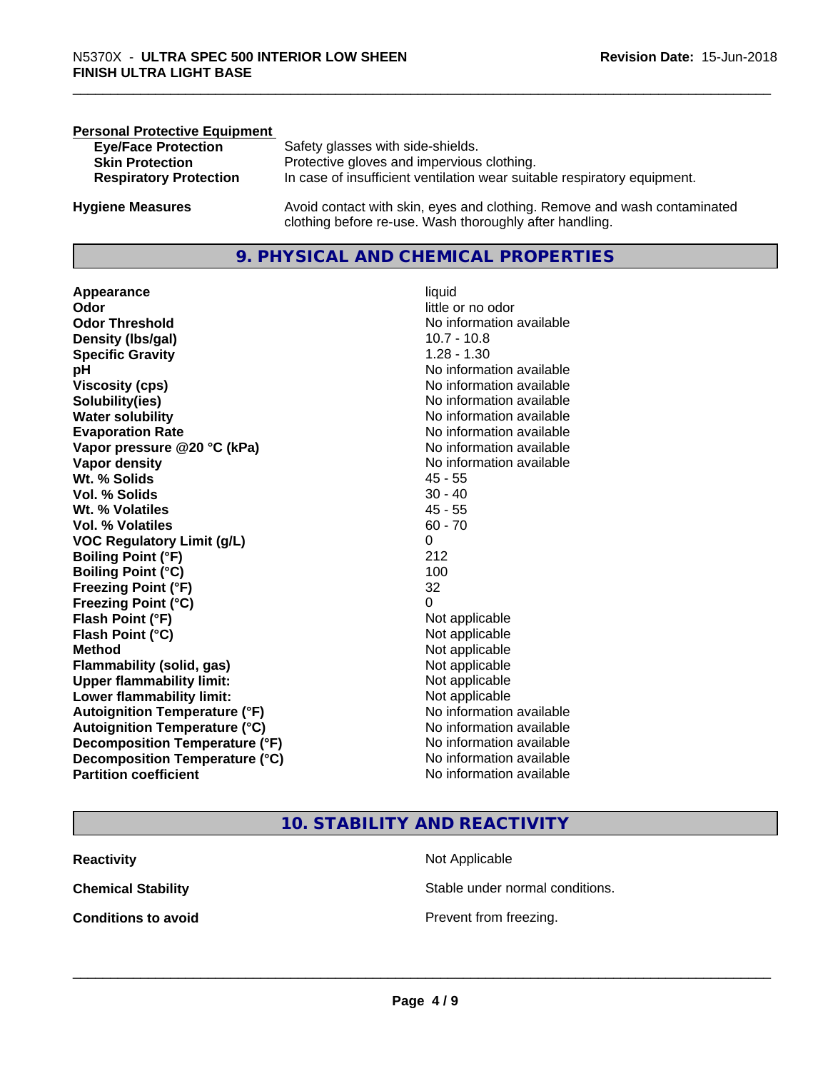**Personal Protective Equipment**

| | |
|---|---|
| **Eye/Face Protection** | Safety glasses with side-shields. |
| **Skin Protection** | Protective gloves and impervious clothing. |
| **Respiratory Protection** | In case of insufficient ventilation wear suitable respiratory equipment. |

**Hygiene Measures** Avoid contact with skin, eyes and clothing. Remove and wash contaminated clothing before re-use. Wash thoroughly after handling.

## 9. PHYSICAL AND CHEMICAL PROPERTIES

| | |
|---|---|
| **Appearance** | liquid |
| **Odor** | little or no odor |
| **Odor Threshold** | No information available |
| **Density (lbs/gal)** | 10.7 - 10.8 |
| **Specific Gravity** | 1.28 - 1.30 |
| **pH** | No information available |
| **Viscosity (cps)** | No information available |
| **Solubility(ies)** | No information available |
| **Water solubility** | No information available |
| **Evaporation Rate** | No information available |
| **Vapor pressure @20 °C (kPa)** | No information available |
| **Vapor density** | No information available |
| **Wt. % Solids** | 45 - 55 |
| **Vol. % Solids** | 30 - 40 |
| **Wt. % Volatiles** | 45 - 55 |
| **Vol. % Volatiles** | 60 - 70 |
| **VOC Regulatory Limit (g/L)** | 0 |
| **Boiling Point (°F)** | 212 |
| **Boiling Point (°C)** | 100 |
| **Freezing Point (°F)** | 32 |
| **Freezing Point (°C)** | 0 |
| **Flash Point (°F)** | Not applicable |
| **Flash Point (°C)** | Not applicable |
| **Method** | Not applicable |
| **Flammability (solid, gas)** | Not applicable |
| **Upper flammability limit:** | Not applicable |
| **Lower flammability limit:** | Not applicable |
| **Autoignition Temperature (°F)** | No information available |
| **Autoignition Temperature (°C)** | No information available |
| **Decomposition Temperature (°F)** | No information available |
| **Decomposition Temperature (°C)** | No information available |
| **Partition coefficient** | No information available |

## 10. STABILITY AND REACTIVITY

| | |
|---|---|
| **Reactivity** | Not Applicable |
| **Chemical Stability** | Stable under normal conditions. |
| **Conditions to avoid** | Prevent from freezing. |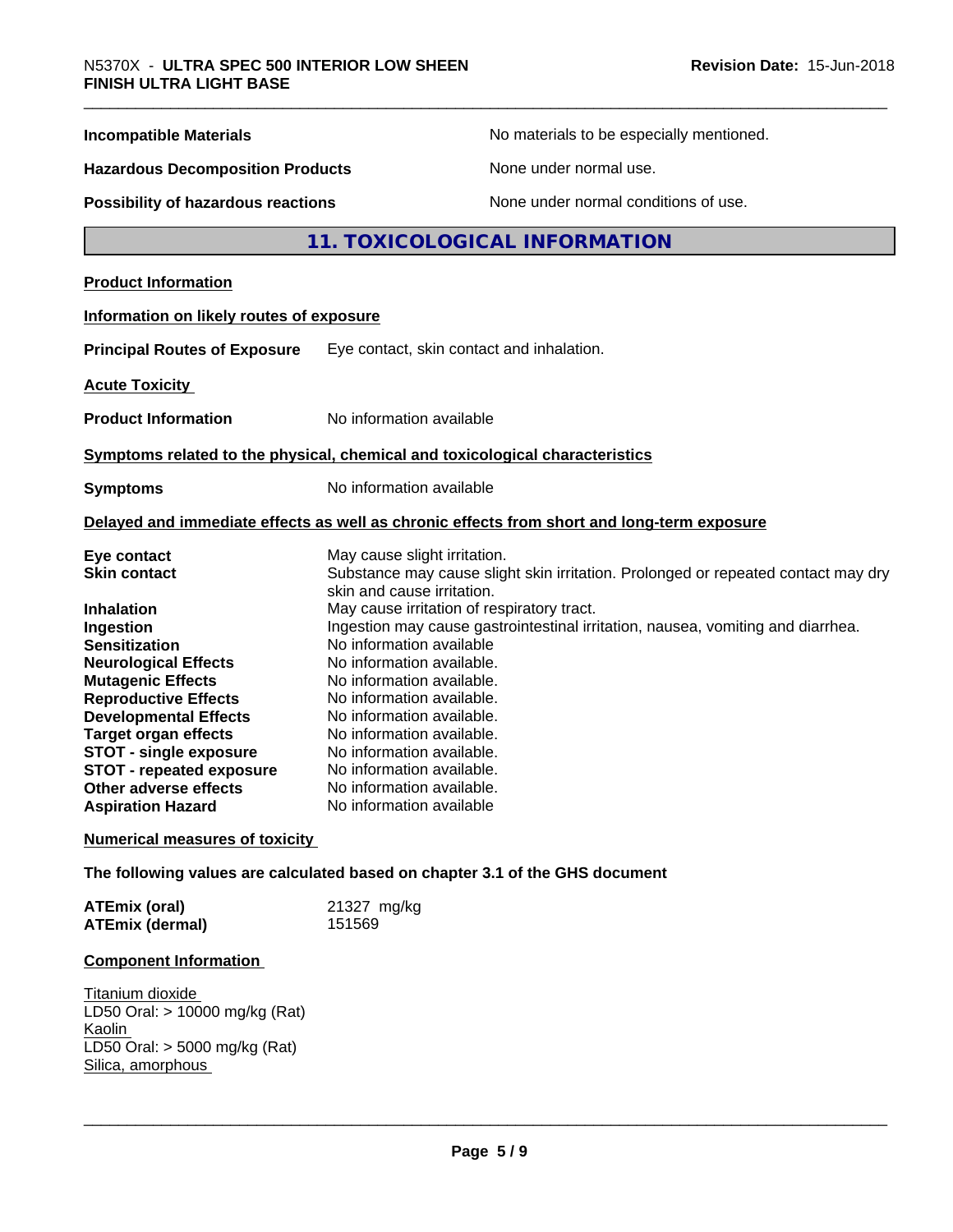| | |
|---|---|
| **Incompatible Materials** | No materials to be especially mentioned. |
| **Hazardous Decomposition Products** | None under normal use. |
| **Possibility of hazardous reactions** | None under normal conditions of use. |

## 11. TOXICOLOGICAL INFORMATION

**Product Information**

**Information on likely routes of exposure**

**Principal Routes of Exposure** Eye contact, skin contact and inhalation.

**Acute Toxicity**

**Product Information** No information available

**Symptoms related to the physical, chemical and toxicological characteristics**

**Symptoms** No information available

**Delayed and immediate effects as well as chronic effects from short and long-term exposure**

| | |
|---|---|
| **Eye contact** | May cause slight irritation. |
| **Skin contact** | Substance may cause slight skin irritation. Prolonged or repeated contact may dry skin and cause irritation. |
| **Inhalation** | May cause irritation of respiratory tract. |
| **Ingestion** | Ingestion may cause gastrointestinal irritation, nausea, vomiting and diarrhea. |
| **Sensitization** | No information available |
| **Neurological Effects** | No information available. |
| **Mutagenic Effects** | No information available. |
| **Reproductive Effects** | No information available. |
| **Developmental Effects** | No information available. |
| **Target organ effects** | No information available. |
| **STOT - single exposure** | No information available. |
| **STOT - repeated exposure** | No information available. |
| **Other adverse effects** | No information available. |
| **Aspiration Hazard** | No information available |

**Numerical measures of toxicity**

**The following values are calculated based on chapter 3.1 of the GHS document**

| | |
|---|---|
| **ATEmix (oral)** | 21327 mg/kg |
| **ATEmix (dermal)** | 151569 |

**Component Information**

Titanium dioxide
LD50 Oral: > 10000 mg/kg (Rat)
Kaolin
LD50 Oral: > 5000 mg/kg (Rat)
Silica, amorphous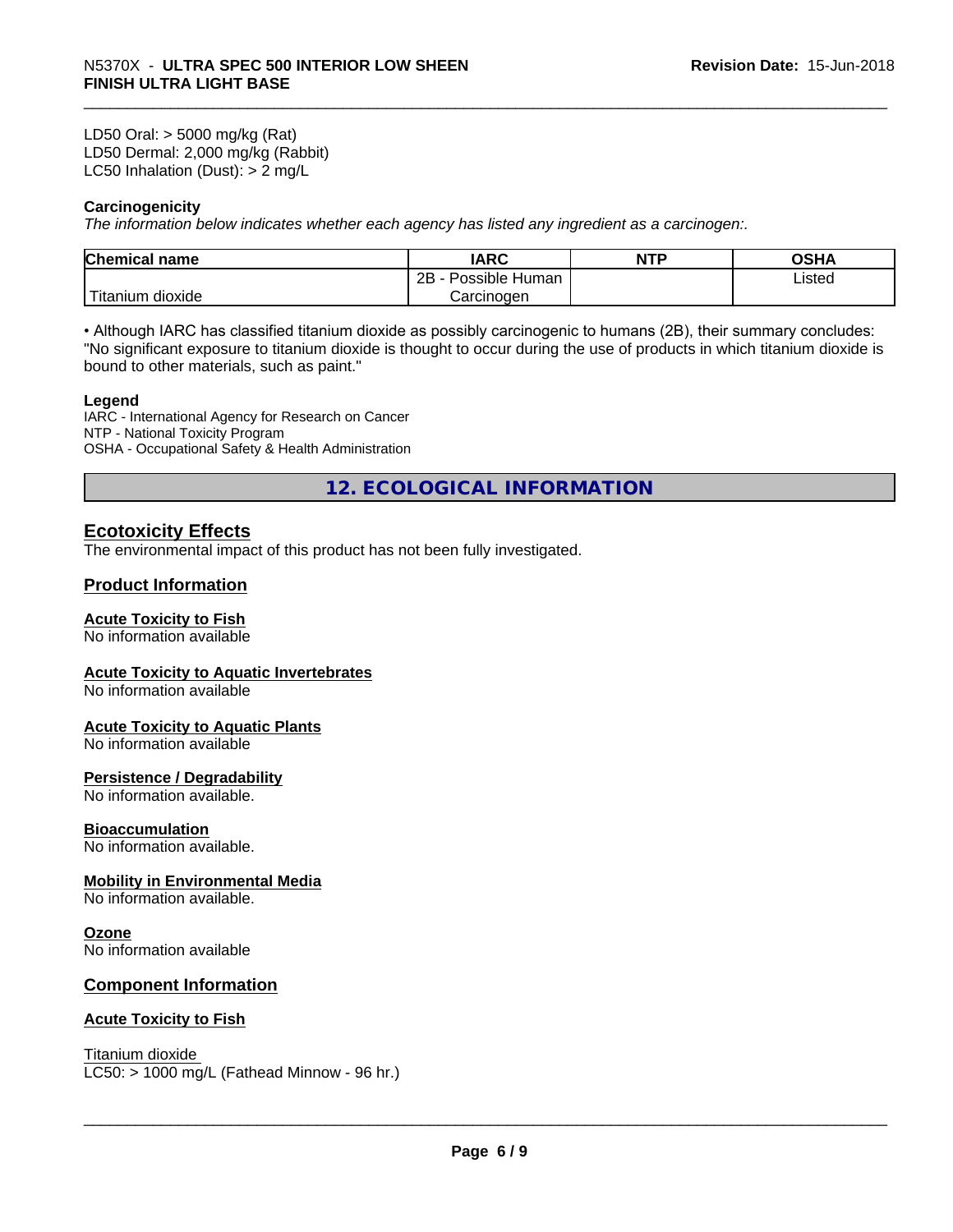LD50 Oral: > 5000 mg/kg (Rat)
LD50 Dermal: 2,000 mg/kg (Rabbit)
LC50 Inhalation (Dust): > 2 mg/L

**Carcinogenicity**

*The information below indicates whether each agency has listed any ingredient as a carcinogen:.*

| Chemical name | IARC | NTP | OSHA |
|---|---|---|---|
| Titanium dioxide | 2B - Possible Human Carcinogen | | Listed |

• Although IARC has classified titanium dioxide as possibly carcinogenic to humans (2B), their summary concludes: "No significant exposure to titanium dioxide is thought to occur during the use of products in which titanium dioxide is bound to other materials, such as paint."

**Legend**

IARC - International Agency for Research on Cancer
NTP - National Toxicity Program
OSHA - Occupational Safety & Health Administration

# 12. ECOLOGICAL INFORMATION

## Ecotoxicity Effects

The environmental impact of this product has not been fully investigated.

## Product Information

### Acute Toxicity to Fish

No information available

### Acute Toxicity to Aquatic Invertebrates

No information available

### Acute Toxicity to Aquatic Plants

No information available

### Persistence / Degradability

No information available.

### Bioaccumulation

No information available.

### Mobility in Environmental Media

No information available.

### Ozone

No information available

## Component Information

### Acute Toxicity to Fish

Titanium dioxide
LC50: > 1000 mg/L (Fathead Minnow - 96 hr.)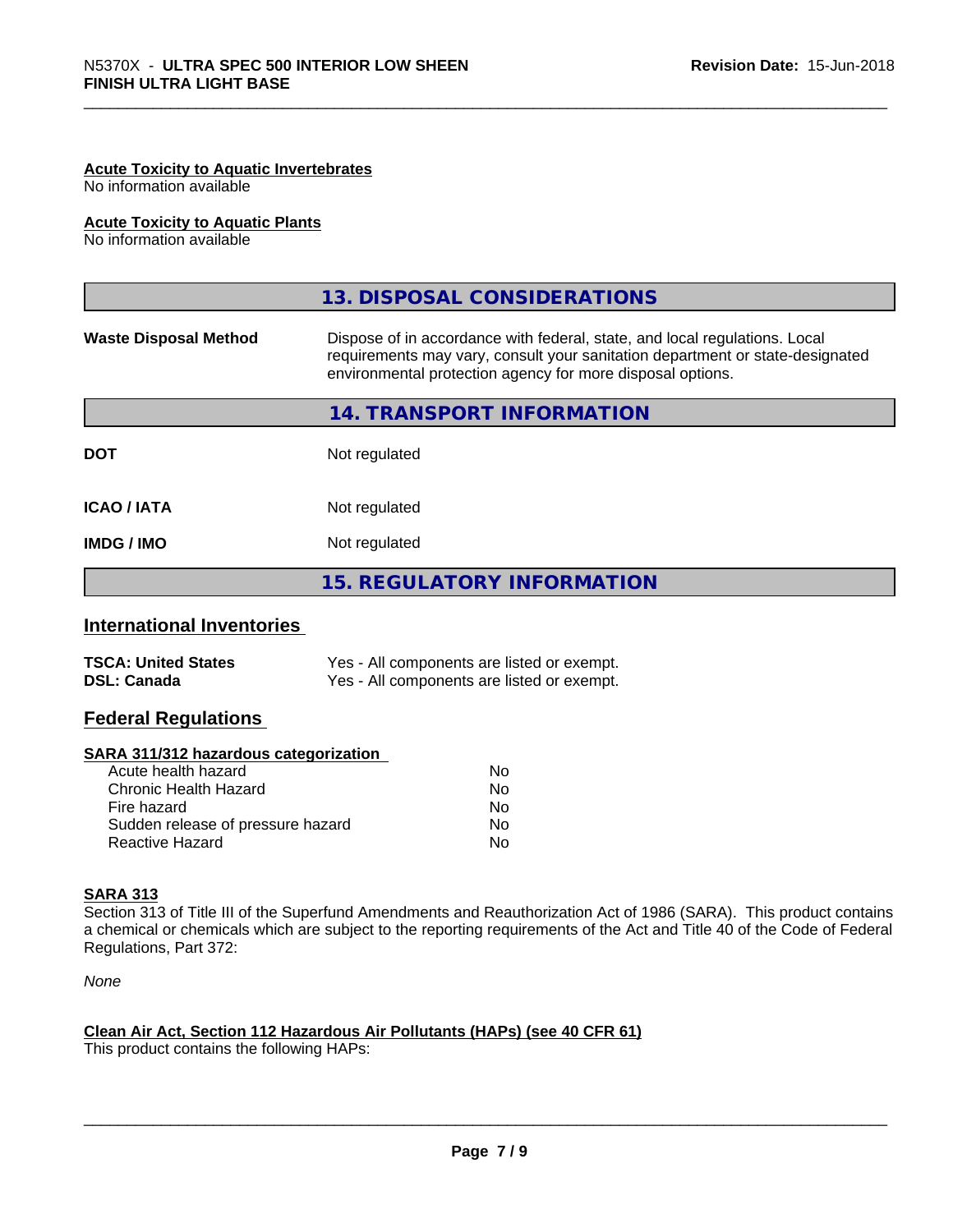**Acute Toxicity to Aquatic Invertebrates**
No information available

**Acute Toxicity to Aquatic Plants**
No information available

## 13. DISPOSAL CONSIDERATIONS

| | |
|---|---|
| **Waste Disposal Method** | Dispose of in accordance with federal, state, and local regulations. Local requirements may vary, consult your sanitation department or state-designated environmental protection agency for more disposal options. |

## 14. TRANSPORT INFORMATION

| | |
|---|---|
| **DOT** | Not regulated |
| **ICAO / IATA** | Not regulated |
| **IMDG / IMO** | Not regulated |

## 15. REGULATORY INFORMATION

### International Inventories

| | |
|---|---|
| **TSCA: United States** | Yes - All components are listed or exempt. |
| **DSL: Canada** | Yes - All components are listed or exempt. |

### Federal Regulations

**SARA 311/312 hazardous categorization**

| | |
|---|---|
| Acute health hazard | No |
| Chronic Health Hazard | No |
| Fire hazard | No |
| Sudden release of pressure hazard | No |
| Reactive Hazard | No |

**SARA 313**

Section 313 of Title III of the Superfund Amendments and Reauthorization Act of 1986 (SARA). This product contains a chemical or chemicals which are subject to the reporting requirements of the Act and Title 40 of the Code of Federal Regulations, Part 372:

*None*

**Clean Air Act, Section 112 Hazardous Air Pollutants (HAPs) (see 40 CFR 61)**

This product contains the following HAPs: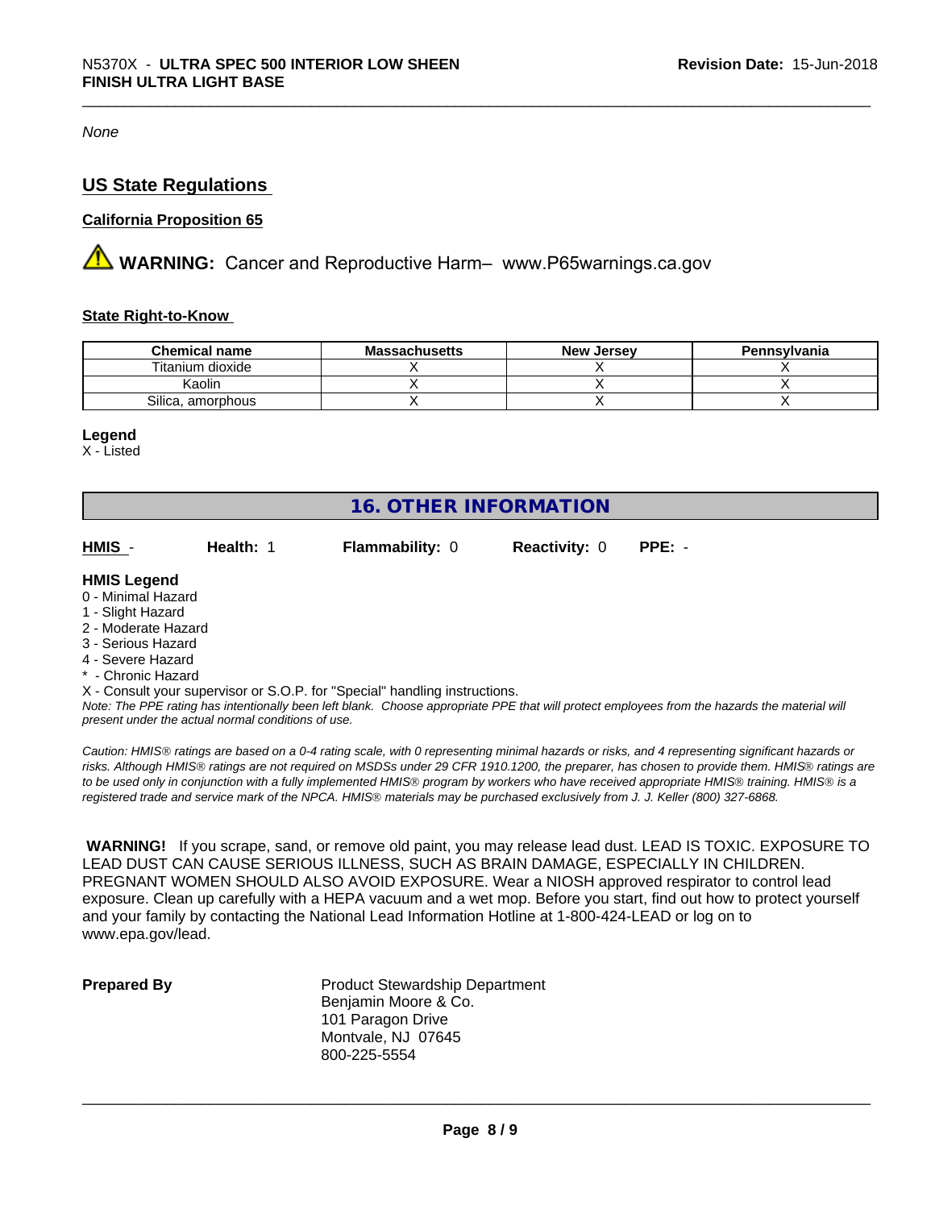*None*

## US State Regulations

### California Proposition 65

⚠ **WARNING:** Cancer and Reproductive Harm– www.P65warnings.ca.gov

### State Right-to-Know

| Chemical name | Massachusetts | New Jersey | Pennsylvania |
|---|---|---|---|
| Titanium dioxide | X | X | X |
| Kaolin | X | X | X |
| Silica, amorphous | X | X | X |

**Legend**

X - Listed

## 16. OTHER INFORMATION

**HMIS** - **Health:** 1 **Flammability:** 0 **Reactivity:** 0 **PPE:** -

**HMIS Legend**

- 0 - Minimal Hazard
- 1 - Slight Hazard
- 2 - Moderate Hazard
- 3 - Serious Hazard
- 4 - Severe Hazard
- * - Chronic Hazard

X - Consult your supervisor or S.O.P. for "Special" handling instructions.

*Note: The PPE rating has intentionally been left blank. Choose appropriate PPE that will protect employees from the hazards the material will present under the actual normal conditions of use.*

*Caution: HMIS® ratings are based on a 0-4 rating scale, with 0 representing minimal hazards or risks, and 4 representing significant hazards or risks. Although HMIS® ratings are not required on MSDSs under 29 CFR 1910.1200, the preparer, has chosen to provide them. HMIS® ratings are to be used only in conjunction with a fully implemented HMIS® program by workers who have received appropriate HMIS® training. HMIS® is a registered trade and service mark of the NPCA. HMIS® materials may be purchased exclusively from J. J. Keller (800) 327-6868.*

**WARNING!** If you scrape, sand, or remove old paint, you may release lead dust. LEAD IS TOXIC. EXPOSURE TO LEAD DUST CAN CAUSE SERIOUS ILLNESS, SUCH AS BRAIN DAMAGE, ESPECIALLY IN CHILDREN. PREGNANT WOMEN SHOULD ALSO AVOID EXPOSURE. Wear a NIOSH approved respirator to control lead exposure. Clean up carefully with a HEPA vacuum and a wet mop. Before you start, find out how to protect yourself and your family by contacting the National Lead Information Hotline at 1-800-424-LEAD or log on to www.epa.gov/lead.

**Prepared By**

Product Stewardship Department
Benjamin Moore & Co.
101 Paragon Drive
Montvale, NJ 07645
800-225-5554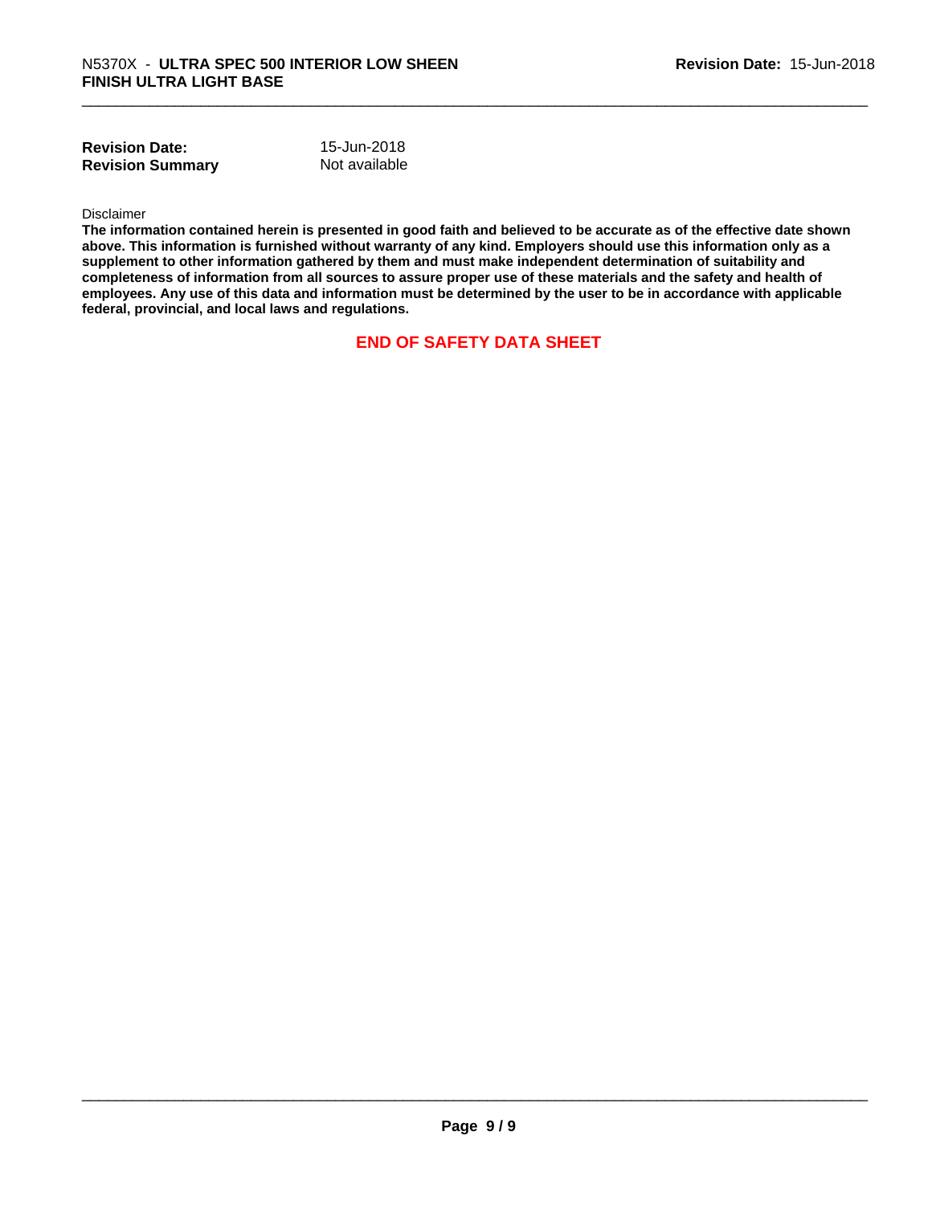| | |
|---|---|
| **Revision Date:** | 15-Jun-2018 |
| **Revision Summary** | Not available |

Disclaimer

**The information contained herein is presented in good faith and believed to be accurate as of the effective date shown above. This information is furnished without warranty of any kind. Employers should use this information only as a supplement to other information gathered by them and must make independent determination of suitability and completeness of information from all sources to assure proper use of these materials and the safety and health of employees. Any use of this data and information must be determined by the user to be in accordance with applicable federal, provincial, and local laws and regulations.**

**END OF SAFETY DATA SHEET**